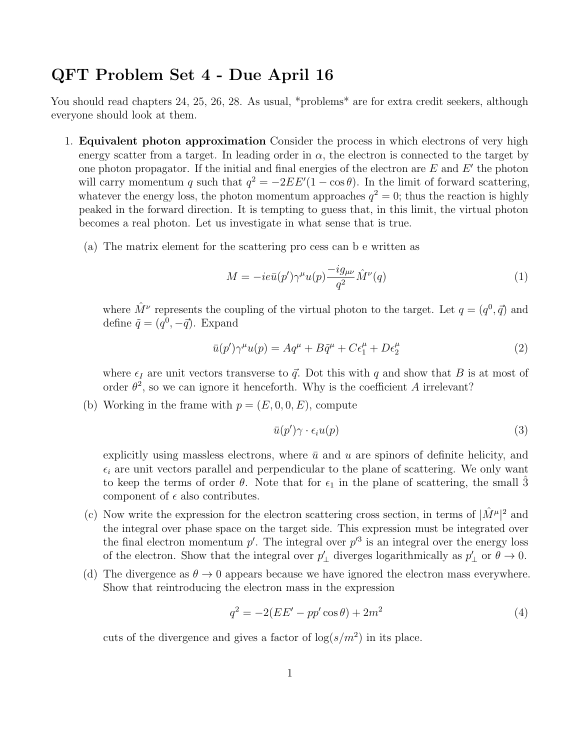# QFT Problem Set 4 - Due April 16

You should read chapters 24, 25, 26, 28. As usual, *problems* are for extra credit seekers, although everyone should look at them.

1. **Equivalent photon approximation** Consider the process in which electrons of very high energy scatter from a target. In leading order in $\alpha$, the electron is connected to the target by one photon propagator. If the initial and final energies of the electron are $E$ and $E'$ the photon will carry momentum $q$ such that $q^2 = -2EE'(1 - \cos\theta)$. In the limit of forward scattering, whatever the energy loss, the photon momentum approaches $q^2 = 0$; thus the reaction is highly peaked in the forward direction. It is tempting to guess that, in this limit, the virtual photon becomes a real photon. Let us investigate in what sense that is true.

   (a) The matrix element for the scattering pro cess can b e written as

   $$M = -ie\bar{u}(p')\gamma^\mu u(p)\frac{-ig_{\mu\nu}}{q^2}\hat{M}^\nu(q) \tag{1}$$

   where $\hat{M}^\nu$ represents the coupling of the virtual photon to the target. Let $q = (q^0, \vec{q})$ and define $\tilde{q} = (q^0, -\vec{q})$. Expand

   $$\bar{u}(p')\gamma^\mu u(p) = Aq^\mu + B\tilde{q}^\mu + C\epsilon_1^\mu + D\epsilon_2^\mu \tag{2}$$

   where $\epsilon_I$ are unit vectors transverse to $\vec{q}$. Dot this with $q$ and show that $B$ is at most of order $\theta^2$, so we can ignore it henceforth. Why is the coefficient $A$ irrelevant?

   (b) Working in the frame with $p = (E, 0, 0, E)$, compute

   $$\bar{u}(p')\gamma \cdot \epsilon_i u(p) \tag{3}$$

   explicitly using massless electrons, where $\bar{u}$ and $u$ are spinors of definite helicity, and $\epsilon_i$ are unit vectors parallel and perpendicular to the plane of scattering. We only want to keep the terms of order $\theta$. Note that for $\epsilon_1$ in the plane of scattering, the small $\hat{3}$ component of $\epsilon$ also contributes.

   (c) Now write the expression for the electron scattering cross section, in terms of $|\hat{M}^\mu|^2$ and the integral over phase space on the target side. This expression must be integrated over the final electron momentum $p'$. The integral over $p'^3$ is an integral over the energy loss of the electron. Show that the integral over $p'_\perp$ diverges logarithmically as $p'_\perp$ or $\theta \to 0$.

   (d) The divergence as $\theta \to 0$ appears because we have ignored the electron mass everywhere. Show that reintroducing the electron mass in the expression

   $$q^2 = -2(EE' - pp'\cos\theta) + 2m^2 \tag{4}$$

   cuts of the divergence and gives a factor of $\log(s/m^2)$ in its place.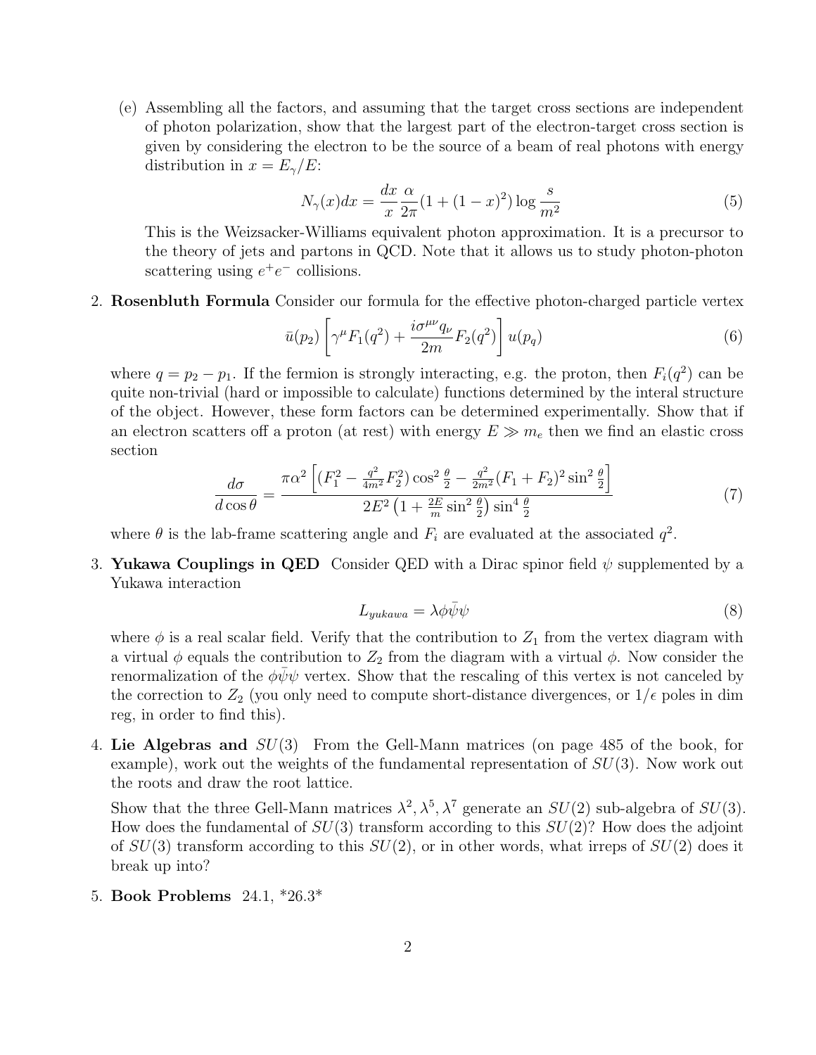(e) Assembling all the factors, and assuming that the target cross sections are independent of photon polarization, show that the largest part of the electron-target cross section is given by considering the electron to be the source of a beam of real photons with energy distribution in $x = E_\gamma/E$:

$$N_\gamma(x)dx = \frac{dx}{x}\frac{\alpha}{2\pi}(1+(1-x)^2)\log\frac{s}{m^2} \tag{5}$$

This is the Weizsacker-Williams equivalent photon approximation. It is a precursor to the theory of jets and partons in QCD. Note that it allows us to study photon-photon scattering using $e^+e^-$ collisions.

2. **Rosenbluth Formula** Consider our formula for the effective photon-charged particle vertex

$$\bar{u}(p_2)\left[\gamma^\mu F_1(q^2) + \frac{i\sigma^{\mu\nu}q_\nu}{2m}F_2(q^2)\right]u(p_q) \tag{6}$$

where $q = p_2 - p_1$. If the fermion is strongly interacting, e.g. the proton, then $F_i(q^2)$ can be quite non-trivial (hard or impossible to calculate) functions determined by the interal structure of the object. However, these form factors can be determined experimentally. Show that if an electron scatters off a proton (at rest) with energy $E \gg m_e$ then we find an elastic cross section

$$\frac{d\sigma}{d\cos\theta} = \frac{\pi\alpha^2\left[(F_1^2 - \frac{q^2}{4m^2}F_2^2)\cos^2\frac{\theta}{2} - \frac{q^2}{2m^2}(F_1+F_2)^2\sin^2\frac{\theta}{2}\right]}{2E^2\left(1+\frac{2E}{m}\sin^2\frac{\theta}{2}\right)\sin^4\frac{\theta}{2}} \tag{7}$$

where $\theta$ is the lab-frame scattering angle and $F_i$ are evaluated at the associated $q^2$.

3. **Yukawa Couplings in QED** Consider QED with a Dirac spinor field $\psi$ supplemented by a Yukawa interaction

$$L_{yukawa} = \lambda\phi\bar{\psi}\psi \tag{8}$$

where $\phi$ is a real scalar field. Verify that the contribution to $Z_1$ from the vertex diagram with a virtual $\phi$ equals the contribution to $Z_2$ from the diagram with a virtual $\phi$. Now consider the renormalization of the $\phi\bar{\psi}\psi$ vertex. Show that the rescaling of this vertex is not canceled by the correction to $Z_2$ (you only need to compute short-distance divergences, or $1/\epsilon$ poles in dim reg, in order to find this).

4. **Lie Algebras and $SU(3)$** From the Gell-Mann matrices (on page 485 of the book, for example), work out the weights of the fundamental representation of $SU(3)$. Now work out the roots and draw the root lattice.

   Show that the three Gell-Mann matrices $\lambda^2, \lambda^5, \lambda^7$ generate an $SU(2)$ sub-algebra of $SU(3)$. How does the fundamental of $SU(3)$ transform according to this $SU(2)$? How does the adjoint of $SU(3)$ transform according to this $SU(2)$, or in other words, what irreps of $SU(2)$ does it break up into?

5. **Book Problems** 24.1, *26.3*